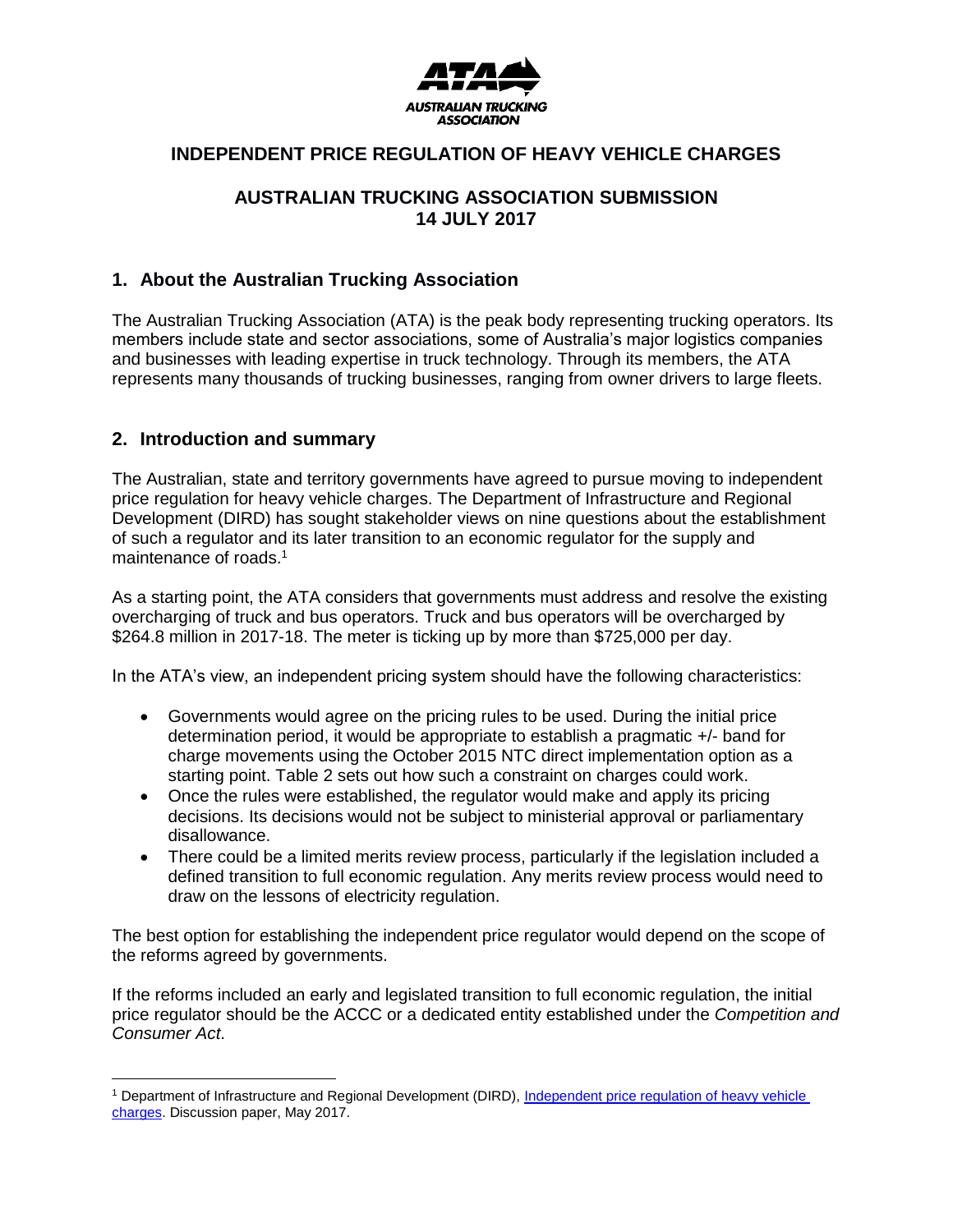**AUSTRALIAN TRUCKING ASSOCIATION**

# INDEPENDENT PRICE REGULATION OF HEAVY VEHICLE CHARGES

## AUSTRALIAN TRUCKING ASSOCIATION SUBMISSION 14 JULY 2017

## 1. About the Australian Trucking Association

The Australian Trucking Association (ATA) is the peak body representing trucking operators. Its members include state and sector associations, some of Australia's major logistics companies and businesses with leading expertise in truck technology. Through its members, the ATA represents many thousands of trucking businesses, ranging from owner drivers to large fleets.

## 2. Introduction and summary

The Australian, state and territory governments have agreed to pursue moving to independent price regulation for heavy vehicle charges. The Department of Infrastructure and Regional Development (DIRD) has sought stakeholder views on nine questions about the establishment of such a regulator and its later transition to an economic regulator for the supply and maintenance of roads.[1]

As a starting point, the ATA considers that governments must address and resolve the existing overcharging of truck and bus operators. Truck and bus operators will be overcharged by $264.8 million in 2017-18. The meter is ticking up by more than $725,000 per day.

In the ATA's view, an independent pricing system should have the following characteristics:

- Governments would agree on the pricing rules to be used. During the initial price determination period, it would be appropriate to establish a pragmatic +/- band for charge movements using the October 2015 NTC direct implementation option as a starting point. Table 2 sets out how such a constraint on charges could work.
- Once the rules were established, the regulator would make and apply its pricing decisions. Its decisions would not be subject to ministerial approval or parliamentary disallowance.
- There could be a limited merits review process, particularly if the legislation included a defined transition to full economic regulation. Any merits review process would need to draw on the lessons of electricity regulation.

The best option for establishing the independent price regulator would depend on the scope of the reforms agreed by governments.

If the reforms included an early and legislated transition to full economic regulation, the initial price regulator should be the ACCC or a dedicated entity established under the *Competition and Consumer Act*.

[1] Department of Infrastructure and Regional Development (DIRD), Independent price regulation of heavy vehicle charges. Discussion paper, May 2017.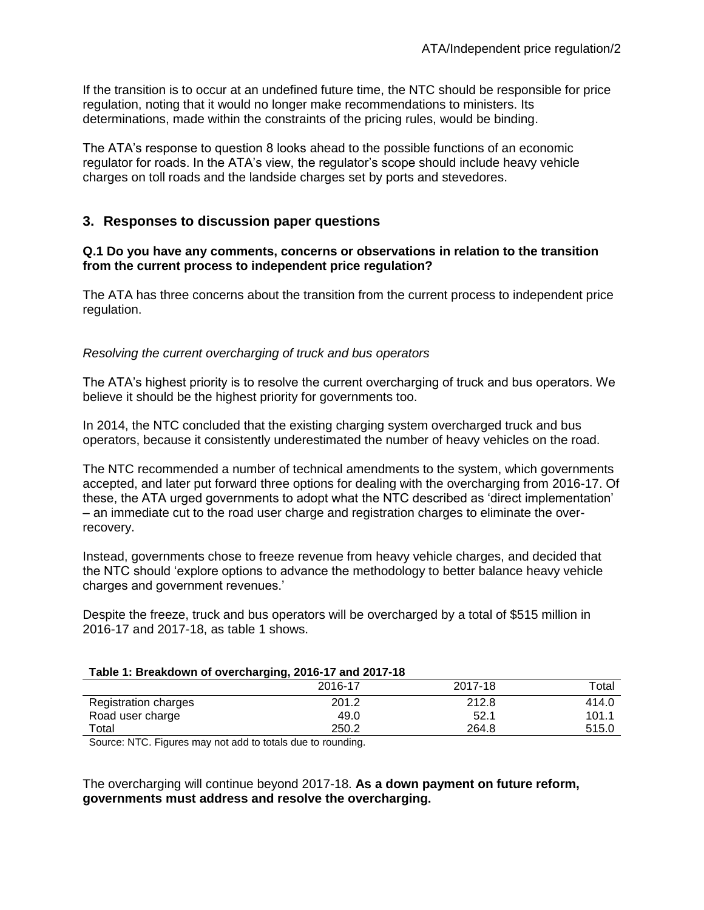If the transition is to occur at an undefined future time, the NTC should be responsible for price regulation, noting that it would no longer make recommendations to ministers. Its determinations, made within the constraints of the pricing rules, would be binding.

The ATA's response to question 8 looks ahead to the possible functions of an economic regulator for roads. In the ATA's view, the regulator's scope should include heavy vehicle charges on toll roads and the landside charges set by ports and stevedores.

## 3. Responses to discussion paper questions

**Q.1 Do you have any comments, concerns or observations in relation to the transition from the current process to independent price regulation?**

The ATA has three concerns about the transition from the current process to independent price regulation.

*Resolving the current overcharging of truck and bus operators*

The ATA's highest priority is to resolve the current overcharging of truck and bus operators. We believe it should be the highest priority for governments too.

In 2014, the NTC concluded that the existing charging system overcharged truck and bus operators, because it consistently underestimated the number of heavy vehicles on the road.

The NTC recommended a number of technical amendments to the system, which governments accepted, and later put forward three options for dealing with the overcharging from 2016-17. Of these, the ATA urged governments to adopt what the NTC described as 'direct implementation' – an immediate cut to the road user charge and registration charges to eliminate the over-recovery.

Instead, governments chose to freeze revenue from heavy vehicle charges, and decided that the NTC should 'explore options to advance the methodology to better balance heavy vehicle charges and government revenues.'

Despite the freeze, truck and bus operators will be overcharged by a total of $515 million in 2016-17 and 2017-18, as table 1 shows.

**Table 1: Breakdown of overcharging, 2016-17 and 2017-18**

| | 2016-17 | 2017-18 | Total |
|---|---|---|---|
| Registration charges | 201.2 | 212.8 | 414.0 |
| Road user charge | 49.0 | 52.1 | 101.1 |
| Total | 250.2 | 264.8 | 515.0 |

Source: NTC. Figures may not add to totals due to rounding.

The overcharging will continue beyond 2017-18. **As a down payment on future reform, governments must address and resolve the overcharging.**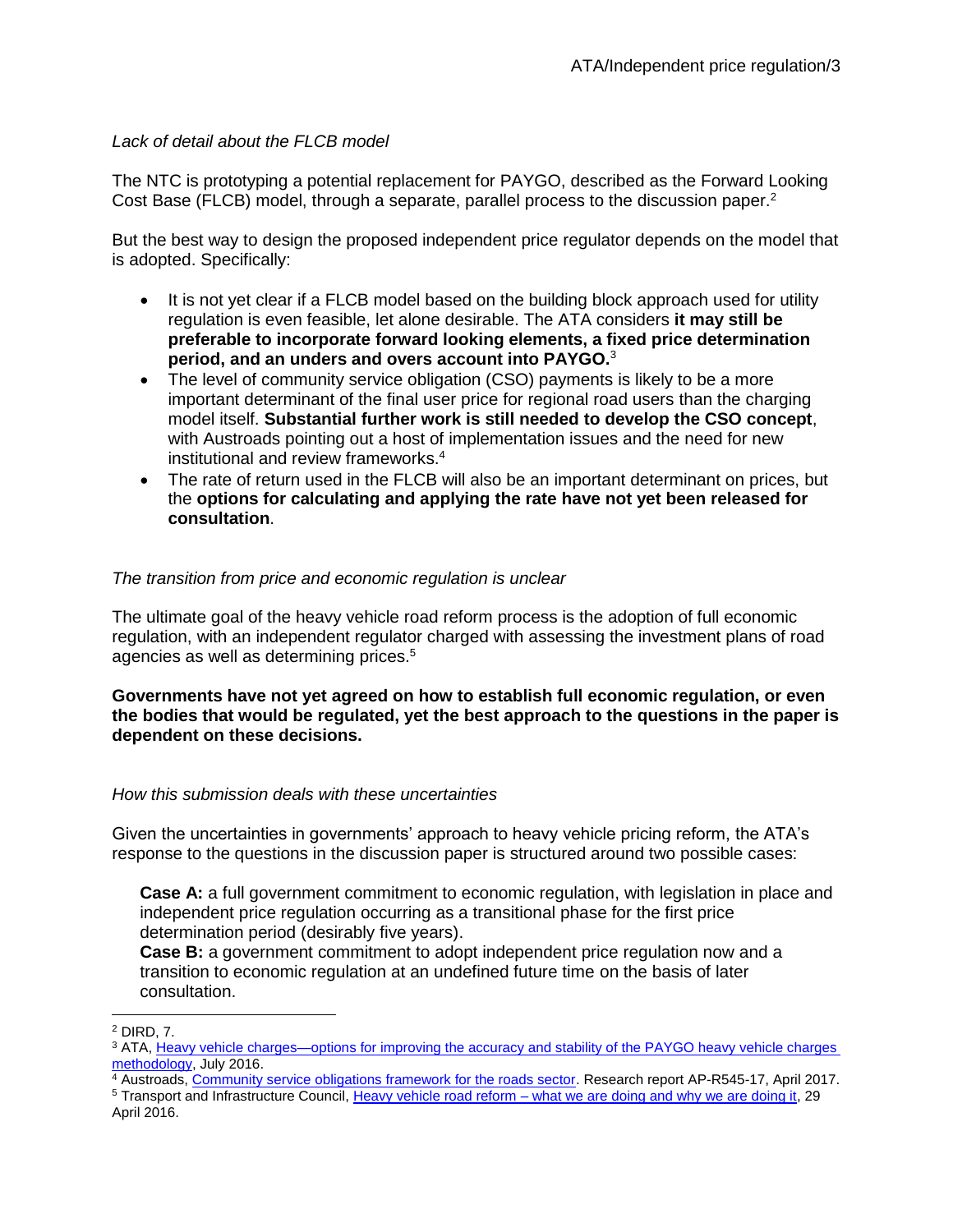*Lack of detail about the FLCB model*

The NTC is prototyping a potential replacement for PAYGO, described as the Forward Looking Cost Base (FLCB) model, through a separate, parallel process to the discussion paper.[2]

But the best way to design the proposed independent price regulator depends on the model that is adopted. Specifically:

- It is not yet clear if a FLCB model based on the building block approach used for utility regulation is even feasible, let alone desirable. The ATA considers **it may still be preferable to incorporate forward looking elements, a fixed price determination period, and an unders and overs account into PAYGO.**[3]
- The level of community service obligation (CSO) payments is likely to be a more important determinant of the final user price for regional road users than the charging model itself. **Substantial further work is still needed to develop the CSO concept**, with Austroads pointing out a host of implementation issues and the need for new institutional and review frameworks.[4]
- The rate of return used in the FLCB will also be an important determinant on prices, but the **options for calculating and applying the rate have not yet been released for consultation**.

*The transition from price and economic regulation is unclear*

The ultimate goal of the heavy vehicle road reform process is the adoption of full economic regulation, with an independent regulator charged with assessing the investment plans of road agencies as well as determining prices.[5]

**Governments have not yet agreed on how to establish full economic regulation, or even the bodies that would be regulated, yet the best approach to the questions in the paper is dependent on these decisions.**

*How this submission deals with these uncertainties*

Given the uncertainties in governments' approach to heavy vehicle pricing reform, the ATA's response to the questions in the discussion paper is structured around two possible cases:

> **Case A:** a full government commitment to economic regulation, with legislation in place and independent price regulation occurring as a transitional phase for the first price determination period (desirably five years).
> **Case B:** a government commitment to adopt independent price regulation now and a transition to economic regulation at an undefined future time on the basis of later consultation.

---

[2] DIRD, 7.

[3] ATA, Heavy vehicle charges—options for improving the accuracy and stability of the PAYGO heavy vehicle charges methodology, July 2016.

[4] Austroads, Community service obligations framework for the roads sector. Research report AP-R545-17, April 2017.

[5] Transport and Infrastructure Council, Heavy vehicle road reform – what we are doing and why we are doing it, 29 April 2016.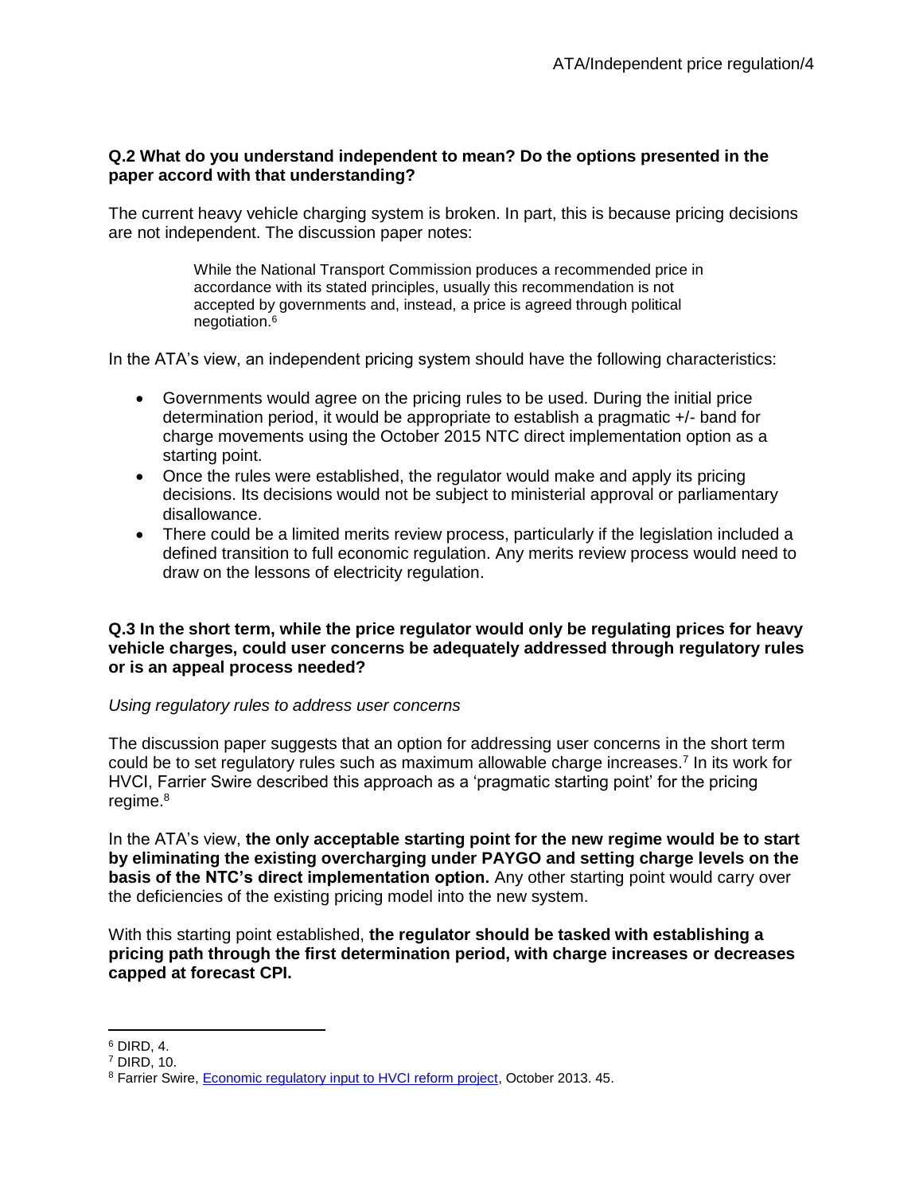**Q.2 What do you understand independent to mean? Do the options presented in the paper accord with that understanding?**

The current heavy vehicle charging system is broken. In part, this is because pricing decisions are not independent. The discussion paper notes:

> While the National Transport Commission produces a recommended price in accordance with its stated principles, usually this recommendation is not accepted by governments and, instead, a price is agreed through political negotiation.[6]

In the ATA's view, an independent pricing system should have the following characteristics:

- Governments would agree on the pricing rules to be used. During the initial price determination period, it would be appropriate to establish a pragmatic +/- band for charge movements using the October 2015 NTC direct implementation option as a starting point.
- Once the rules were established, the regulator would make and apply its pricing decisions. Its decisions would not be subject to ministerial approval or parliamentary disallowance.
- There could be a limited merits review process, particularly if the legislation included a defined transition to full economic regulation. Any merits review process would need to draw on the lessons of electricity regulation.

**Q.3 In the short term, while the price regulator would only be regulating prices for heavy vehicle charges, could user concerns be adequately addressed through regulatory rules or is an appeal process needed?**

*Using regulatory rules to address user concerns*

The discussion paper suggests that an option for addressing user concerns in the short term could be to set regulatory rules such as maximum allowable charge increases.[7] In its work for HVCI, Farrier Swire described this approach as a 'pragmatic starting point' for the pricing regime.[8]

In the ATA's view, **the only acceptable starting point for the new regime would be to start by eliminating the existing overcharging under PAYGO and setting charge levels on the basis of the NTC's direct implementation option.** Any other starting point would carry over the deficiencies of the existing pricing model into the new system.

With this starting point established, **the regulator should be tasked with establishing a pricing path through the first determination period, with charge increases or decreases capped at forecast CPI.**

---

[6] DIRD, 4.

[7] DIRD, 10.

[8] Farrier Swire, Economic regulatory input to HVCI reform project, October 2013. 45.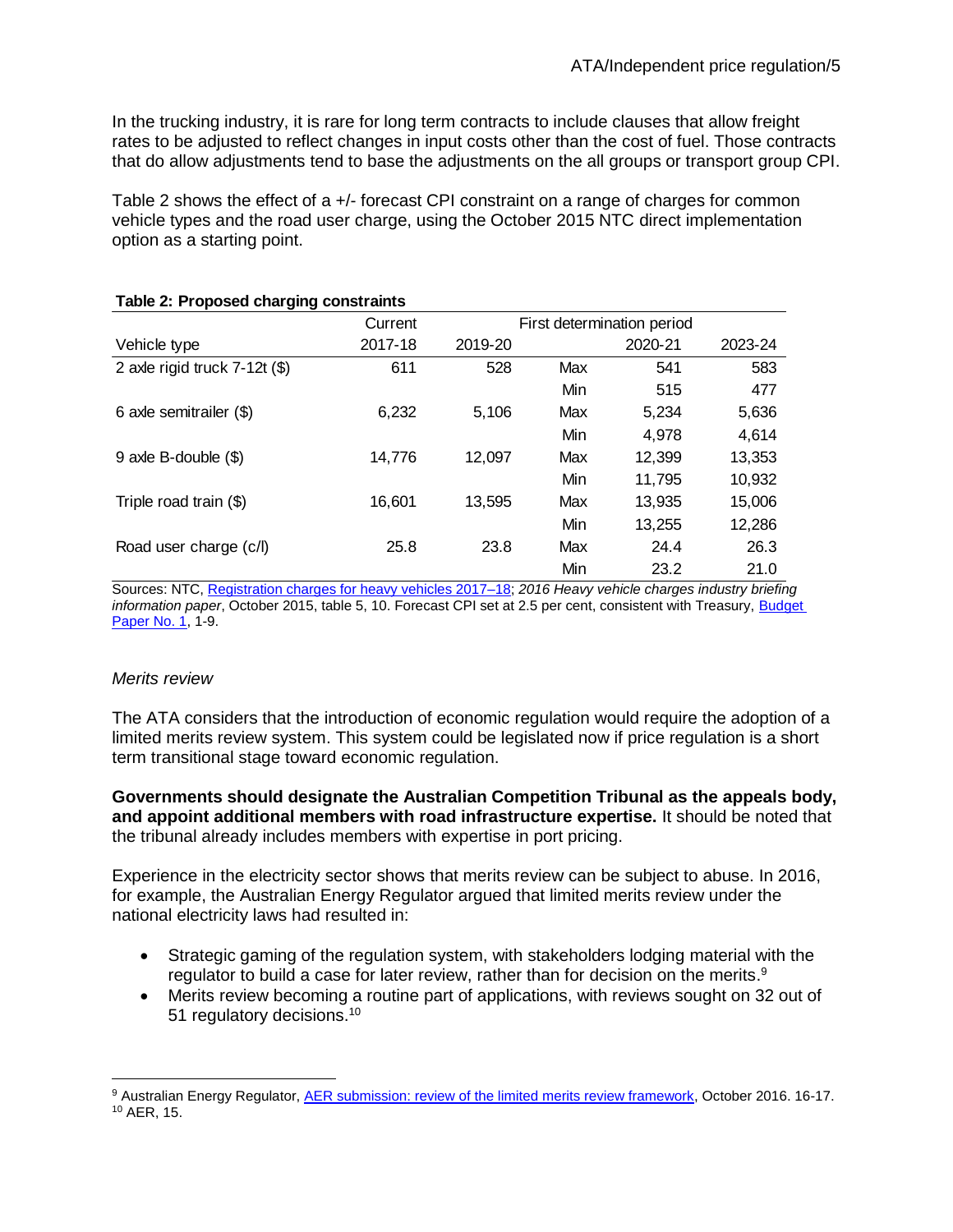In the trucking industry, it is rare for long term contracts to include clauses that allow freight rates to be adjusted to reflect changes in input costs other than the cost of fuel. Those contracts that do allow adjustments tend to base the adjustments on the all groups or transport group CPI.

Table 2 shows the effect of a +/- forecast CPI constraint on a range of charges for common vehicle types and the road user charge, using the October 2015 NTC direct implementation option as a starting point.

**Table 2: Proposed charging constraints**

| | Current | First determination period | | | |
|---|---|---|---|---|---|
| Vehicle type | 2017-18 | 2019-20 | | 2020-21 | 2023-24 |
| 2 axle rigid truck 7-12t ($) | 611 | 528 | Max | 541 | 583 |
| | | | Min | 515 | 477 |
| 6 axle semitrailer ($) | 6,232 | 5,106 | Max | 5,234 | 5,636 |
| | | | Min | 4,978 | 4,614 |
| 9 axle B-double ($) | 14,776 | 12,097 | Max | 12,399 | 13,353 |
| | | | Min | 11,795 | 10,932 |
| Triple road train ($) | 16,601 | 13,595 | Max | 13,935 | 15,006 |
| | | | Min | 13,255 | 12,286 |
| Road user charge (c/l) | 25.8 | 23.8 | Max | 24.4 | 26.3 |
| | | | Min | 23.2 | 21.0 |

Sources: NTC, Registration charges for heavy vehicles 2017–18; *2016 Heavy vehicle charges industry briefing information paper*, October 2015, table 5, 10. Forecast CPI set at 2.5 per cent, consistent with Treasury, Budget Paper No. 1, 1-9.

*Merits review*

The ATA considers that the introduction of economic regulation would require the adoption of a limited merits review system. This system could be legislated now if price regulation is a short term transitional stage toward economic regulation.

**Governments should designate the Australian Competition Tribunal as the appeals body, and appoint additional members with road infrastructure expertise.** It should be noted that the tribunal already includes members with expertise in port pricing.

Experience in the electricity sector shows that merits review can be subject to abuse. In 2016, for example, the Australian Energy Regulator argued that limited merits review under the national electricity laws had resulted in:

- Strategic gaming of the regulation system, with stakeholders lodging material with the regulator to build a case for later review, rather than for decision on the merits.[9]
- Merits review becoming a routine part of applications, with reviews sought on 32 out of 51 regulatory decisions.[10]

[9] Australian Energy Regulator, AER submission: review of the limited merits review framework, October 2016. 16-17.

[10] AER, 15.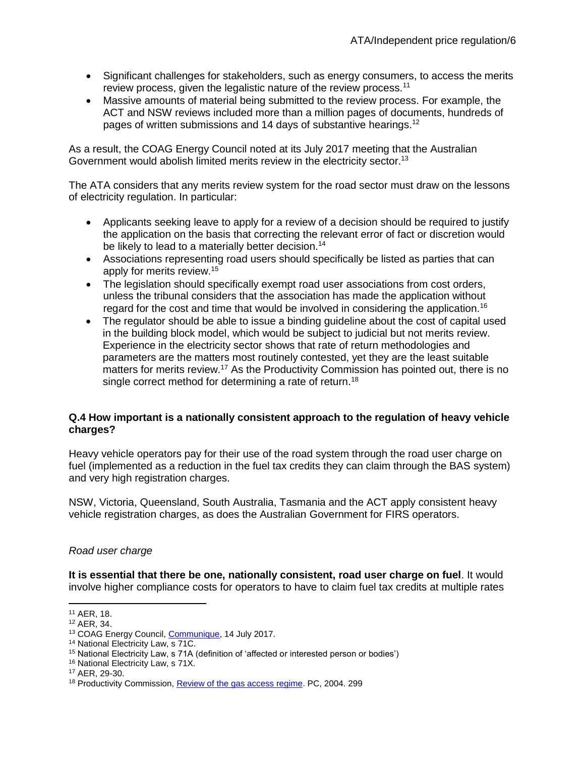- Significant challenges for stakeholders, such as energy consumers, to access the merits review process, given the legalistic nature of the review process.[11]
- Massive amounts of material being submitted to the review process. For example, the ACT and NSW reviews included more than a million pages of documents, hundreds of pages of written submissions and 14 days of substantive hearings.[12]

As a result, the COAG Energy Council noted at its July 2017 meeting that the Australian Government would abolish limited merits review in the electricity sector.[13]

The ATA considers that any merits review system for the road sector must draw on the lessons of electricity regulation. In particular:

- Applicants seeking leave to apply for a review of a decision should be required to justify the application on the basis that correcting the relevant error of fact or discretion would be likely to lead to a materially better decision.[14]
- Associations representing road users should specifically be listed as parties that can apply for merits review.[15]
- The legislation should specifically exempt road user associations from cost orders, unless the tribunal considers that the association has made the application without regard for the cost and time that would be involved in considering the application.[16]
- The regulator should be able to issue a binding guideline about the cost of capital used in the building block model, which would be subject to judicial but not merits review. Experience in the electricity sector shows that rate of return methodologies and parameters are the matters most routinely contested, yet they are the least suitable matters for merits review.[17] As the Productivity Commission has pointed out, there is no single correct method for determining a rate of return.[18]

**Q.4 How important is a nationally consistent approach to the regulation of heavy vehicle charges?**

Heavy vehicle operators pay for their use of the road system through the road user charge on fuel (implemented as a reduction in the fuel tax credits they can claim through the BAS system) and very high registration charges.

NSW, Victoria, Queensland, South Australia, Tasmania and the ACT apply consistent heavy vehicle registration charges, as does the Australian Government for FIRS operators.

*Road user charge*

**It is essential that there be one, nationally consistent, road user charge on fuel**. It would involve higher compliance costs for operators to have to claim fuel tax credits at multiple rates

---

[11] AER, 18.
[12] AER, 34.
[13] COAG Energy Council, Communique, 14 July 2017.
[14] National Electricity Law, s 71C.
[15] National Electricity Law, s 71A (definition of 'affected or interested person or bodies')
[16] National Electricity Law, s 71X.
[17] AER, 29-30.
[18] Productivity Commission, Review of the gas access regime. PC, 2004. 299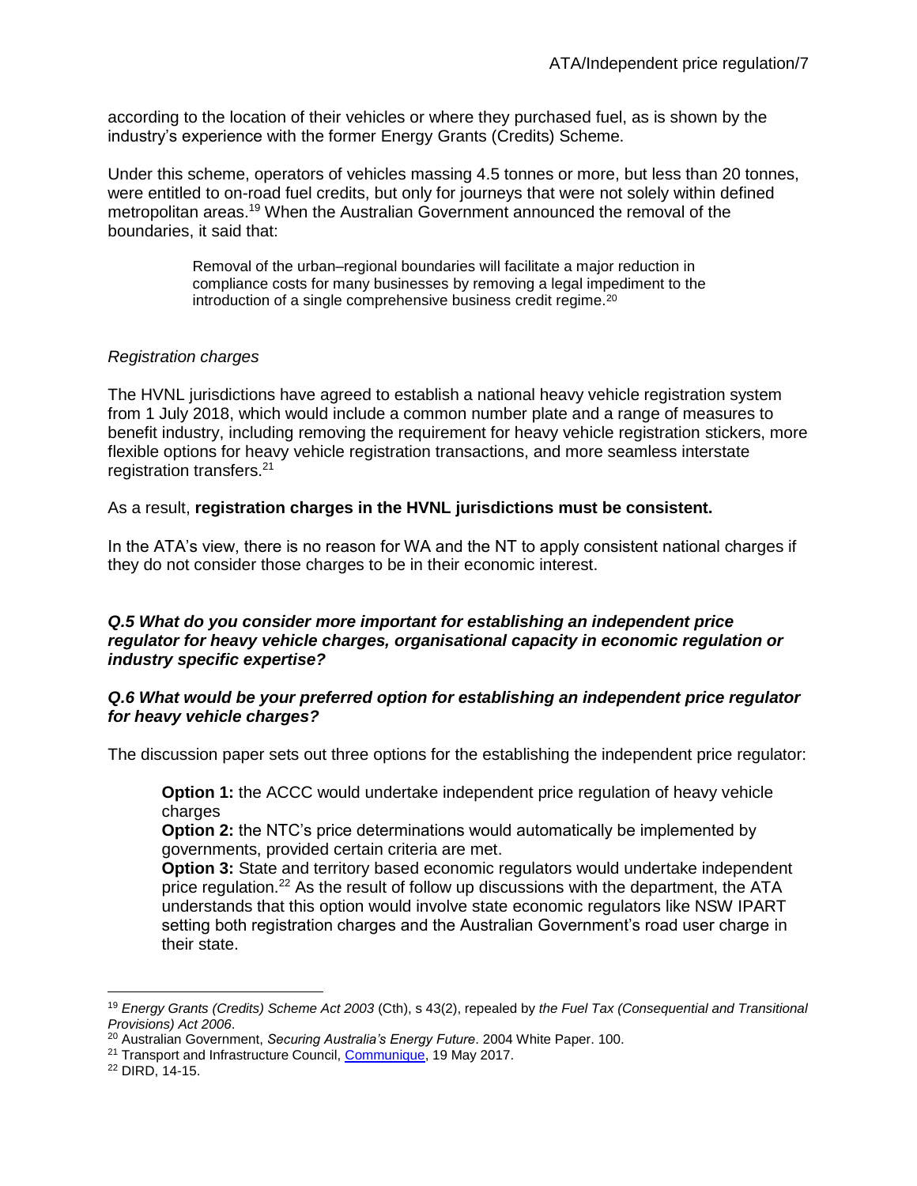according to the location of their vehicles or where they purchased fuel, as is shown by the industry's experience with the former Energy Grants (Credits) Scheme.

Under this scheme, operators of vehicles massing 4.5 tonnes or more, but less than 20 tonnes, were entitled to on-road fuel credits, but only for journeys that were not solely within defined metropolitan areas.[19] When the Australian Government announced the removal of the boundaries, it said that:

> Removal of the urban–regional boundaries will facilitate a major reduction in compliance costs for many businesses by removing a legal impediment to the introduction of a single comprehensive business credit regime.[20]

*Registration charges*

The HVNL jurisdictions have agreed to establish a national heavy vehicle registration system from 1 July 2018, which would include a common number plate and a range of measures to benefit industry, including removing the requirement for heavy vehicle registration stickers, more flexible options for heavy vehicle registration transactions, and more seamless interstate registration transfers.[21]

As a result, **registration charges in the HVNL jurisdictions must be consistent.**

In the ATA's view, there is no reason for WA and the NT to apply consistent national charges if they do not consider those charges to be in their economic interest.

***Q.5 What do you consider more important for establishing an independent price regulator for heavy vehicle charges, organisational capacity in economic regulation or industry specific expertise?***

***Q.6 What would be your preferred option for establishing an independent price regulator for heavy vehicle charges?***

The discussion paper sets out three options for the establishing the independent price regulator:

> **Option 1:** the ACCC would undertake independent price regulation of heavy vehicle charges
> **Option 2:** the NTC's price determinations would automatically be implemented by governments, provided certain criteria are met.
> **Option 3:** State and territory based economic regulators would undertake independent price regulation.[22] As the result of follow up discussions with the department, the ATA understands that this option would involve state economic regulators like NSW IPART setting both registration charges and the Australian Government's road user charge in their state.

---

[19] *Energy Grants (Credits) Scheme Act 2003* (Cth), s 43(2), repealed by *the Fuel Tax (Consequential and Transitional Provisions) Act 2006*.

[20] Australian Government, *Securing Australia's Energy Future*. 2004 White Paper. 100.

[21] Transport and Infrastructure Council, Communique, 19 May 2017.

[22] DIRD, 14-15.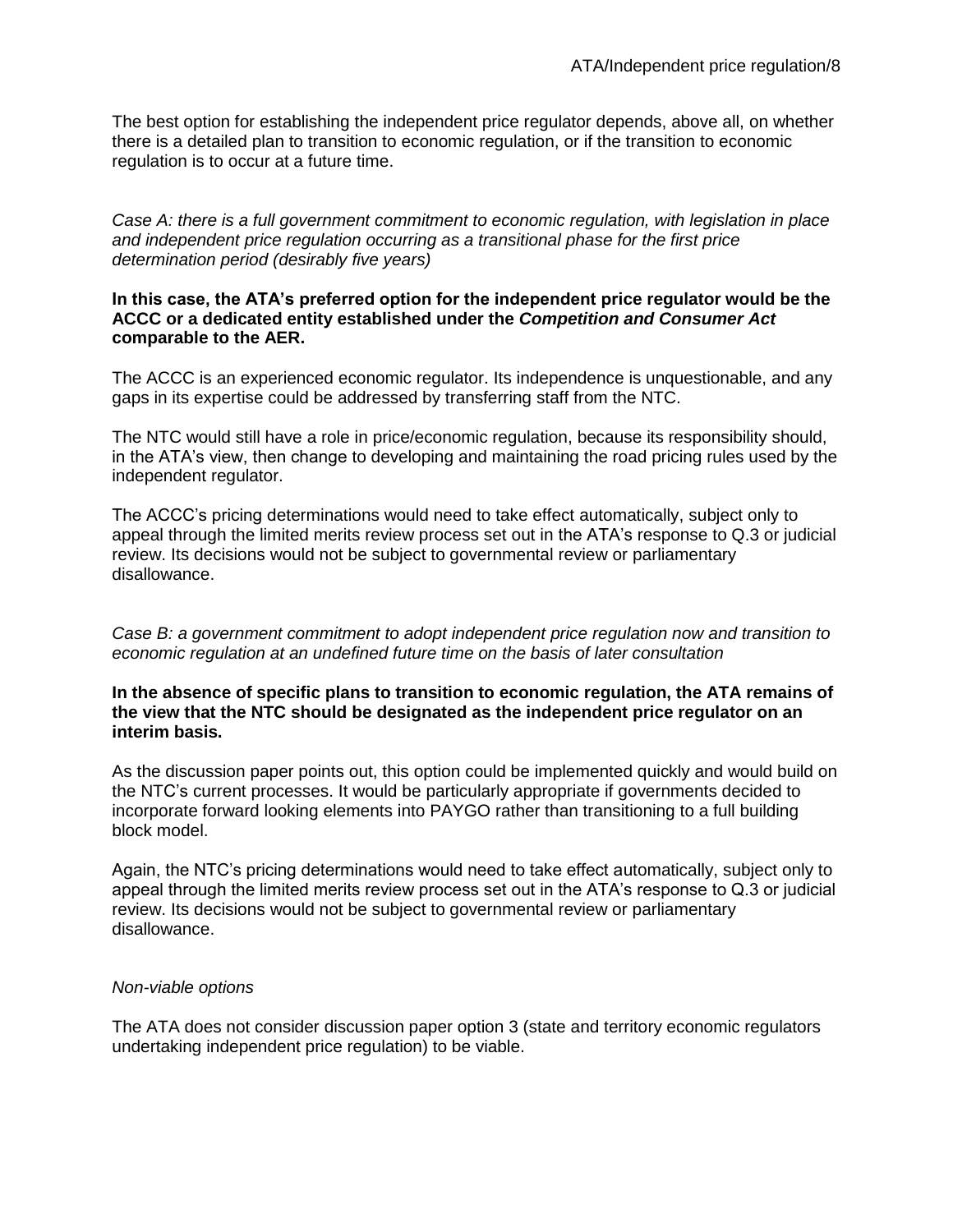The best option for establishing the independent price regulator depends, above all, on whether there is a detailed plan to transition to economic regulation, or if the transition to economic regulation is to occur at a future time.

*Case A: there is a full government commitment to economic regulation, with legislation in place and independent price regulation occurring as a transitional phase for the first price determination period (desirably five years)*

**In this case, the ATA's preferred option for the independent price regulator would be the ACCC or a dedicated entity established under the *Competition and Consumer Act* comparable to the AER.**

The ACCC is an experienced economic regulator. Its independence is unquestionable, and any gaps in its expertise could be addressed by transferring staff from the NTC.

The NTC would still have a role in price/economic regulation, because its responsibility should, in the ATA's view, then change to developing and maintaining the road pricing rules used by the independent regulator.

The ACCC's pricing determinations would need to take effect automatically, subject only to appeal through the limited merits review process set out in the ATA's response to Q.3 or judicial review. Its decisions would not be subject to governmental review or parliamentary disallowance.

*Case B: a government commitment to adopt independent price regulation now and transition to economic regulation at an undefined future time on the basis of later consultation*

**In the absence of specific plans to transition to economic regulation, the ATA remains of the view that the NTC should be designated as the independent price regulator on an interim basis.**

As the discussion paper points out, this option could be implemented quickly and would build on the NTC's current processes. It would be particularly appropriate if governments decided to incorporate forward looking elements into PAYGO rather than transitioning to a full building block model.

Again, the NTC's pricing determinations would need to take effect automatically, subject only to appeal through the limited merits review process set out in the ATA's response to Q.3 or judicial review. Its decisions would not be subject to governmental review or parliamentary disallowance.

*Non-viable options*

The ATA does not consider discussion paper option 3 (state and territory economic regulators undertaking independent price regulation) to be viable.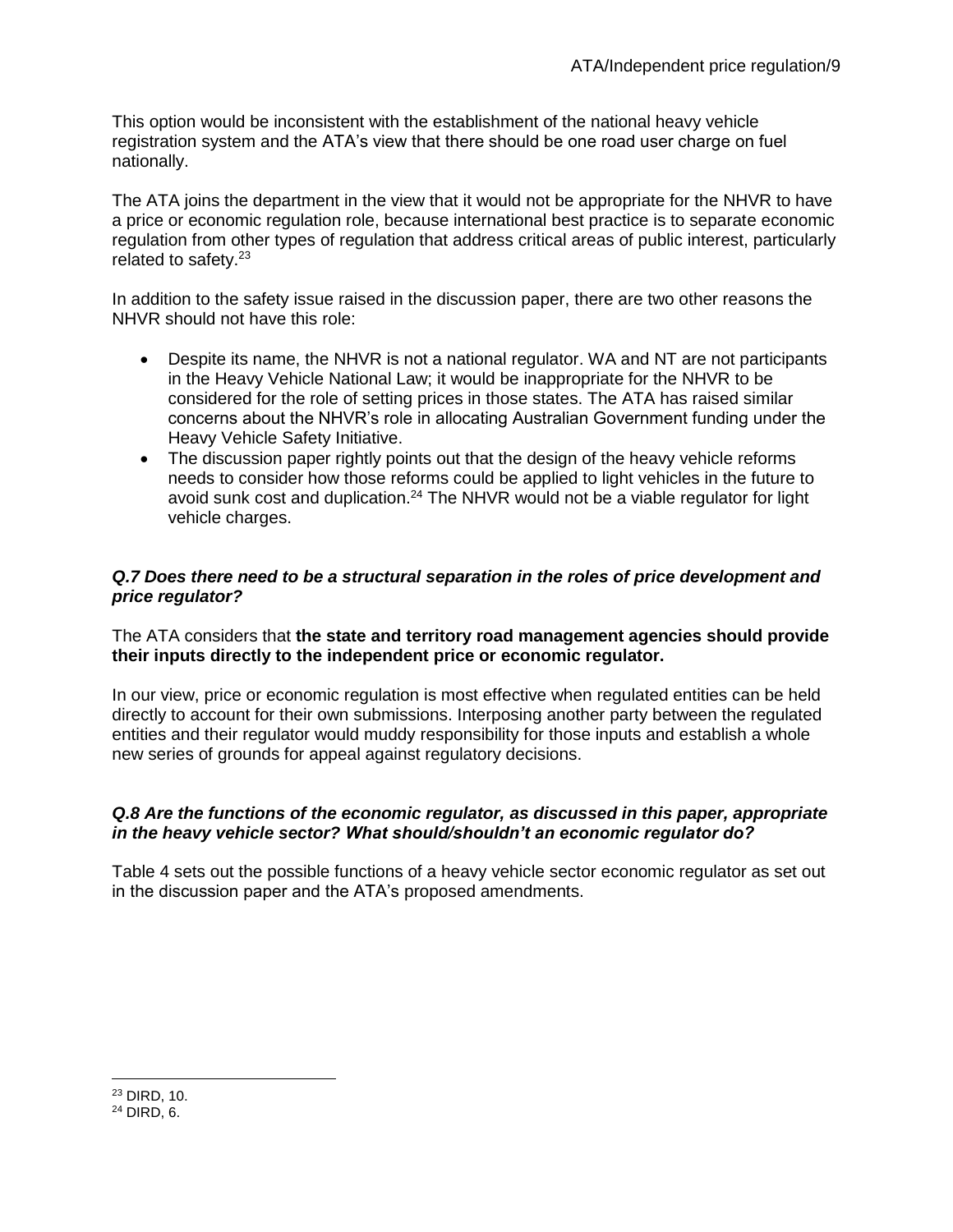This option would be inconsistent with the establishment of the national heavy vehicle registration system and the ATA's view that there should be one road user charge on fuel nationally.

The ATA joins the department in the view that it would not be appropriate for the NHVR to have a price or economic regulation role, because international best practice is to separate economic regulation from other types of regulation that address critical areas of public interest, particularly related to safety.[23]

In addition to the safety issue raised in the discussion paper, there are two other reasons the NHVR should not have this role:

- Despite its name, the NHVR is not a national regulator. WA and NT are not participants in the Heavy Vehicle National Law; it would be inappropriate for the NHVR to be considered for the role of setting prices in those states. The ATA has raised similar concerns about the NHVR's role in allocating Australian Government funding under the Heavy Vehicle Safety Initiative.
- The discussion paper rightly points out that the design of the heavy vehicle reforms needs to consider how those reforms could be applied to light vehicles in the future to avoid sunk cost and duplication.[24] The NHVR would not be a viable regulator for light vehicle charges.

### *Q.7 Does there need to be a structural separation in the roles of price development and price regulator?*

The ATA considers that **the state and territory road management agencies should provide their inputs directly to the independent price or economic regulator.**

In our view, price or economic regulation is most effective when regulated entities can be held directly to account for their own submissions. Interposing another party between the regulated entities and their regulator would muddy responsibility for those inputs and establish a whole new series of grounds for appeal against regulatory decisions.

### *Q.8 Are the functions of the economic regulator, as discussed in this paper, appropriate in the heavy vehicle sector? What should/shouldn't an economic regulator do?*

Table 4 sets out the possible functions of a heavy vehicle sector economic regulator as set out in the discussion paper and the ATA's proposed amendments.

---

[23] DIRD, 10.

[24] DIRD, 6.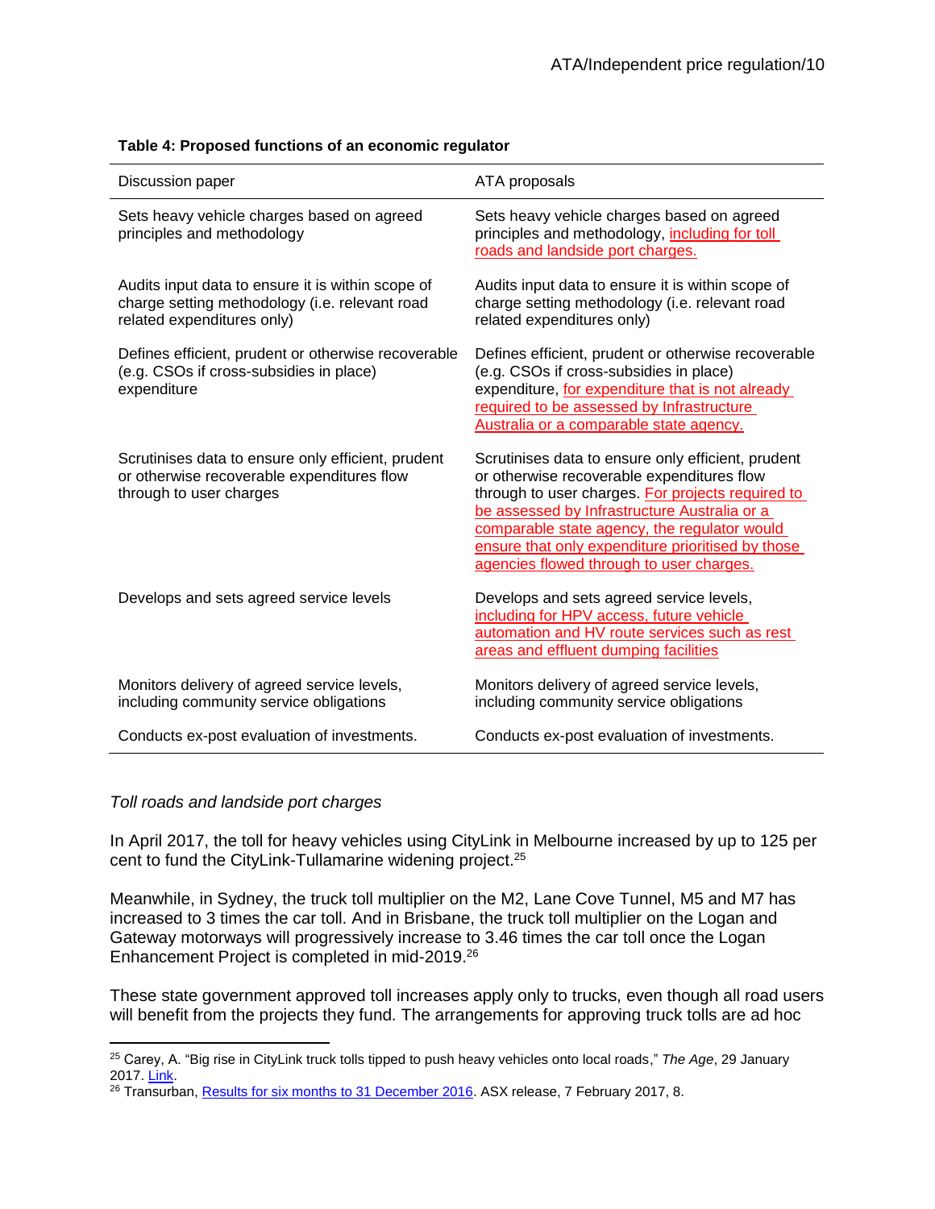**Table 4: Proposed functions of an economic regulator**

| Discussion paper | ATA proposals |
|---|---|
| Sets heavy vehicle charges based on agreed principles and methodology | Sets heavy vehicle charges based on agreed principles and methodology, including for toll roads and landside port charges. |
| Audits input data to ensure it is within scope of charge setting methodology (i.e. relevant road related expenditures only) | Audits input data to ensure it is within scope of charge setting methodology (i.e. relevant road related expenditures only) |
| Defines efficient, prudent or otherwise recoverable (e.g. CSOs if cross-subsidies in place) expenditure | Defines efficient, prudent or otherwise recoverable (e.g. CSOs if cross-subsidies in place) expenditure, for expenditure that is not already required to be assessed by Infrastructure Australia or a comparable state agency. |
| Scrutinises data to ensure only efficient, prudent or otherwise recoverable expenditures flow through to user charges | Scrutinises data to ensure only efficient, prudent or otherwise recoverable expenditures flow through to user charges. For projects required to be assessed by Infrastructure Australia or a comparable state agency, the regulator would ensure that only expenditure prioritised by those agencies flowed through to user charges. |
| Develops and sets agreed service levels | Develops and sets agreed service levels, including for HPV access, future vehicle automation and HV route services such as rest areas and effluent dumping facilities |
| Monitors delivery of agreed service levels, including community service obligations | Monitors delivery of agreed service levels, including community service obligations |
| Conducts ex-post evaluation of investments. | Conducts ex-post evaluation of investments. |

*Toll roads and landside port charges*

In April 2017, the toll for heavy vehicles using CityLink in Melbourne increased by up to 125 per cent to fund the CityLink-Tullamarine widening project.[25]

Meanwhile, in Sydney, the truck toll multiplier on the M2, Lane Cove Tunnel, M5 and M7 has increased to 3 times the car toll. And in Brisbane, the truck toll multiplier on the Logan and Gateway motorways will progressively increase to 3.46 times the car toll once the Logan Enhancement Project is completed in mid-2019.[26]

These state government approved toll increases apply only to trucks, even though all road users will benefit from the projects they fund. The arrangements for approving truck tolls are ad hoc

[25] Carey, A. "Big rise in CityLink truck tolls tipped to push heavy vehicles onto local roads," *The Age*, 29 January 2017. Link.

[26] Transurban, Results for six months to 31 December 2016. ASX release, 7 February 2017, 8.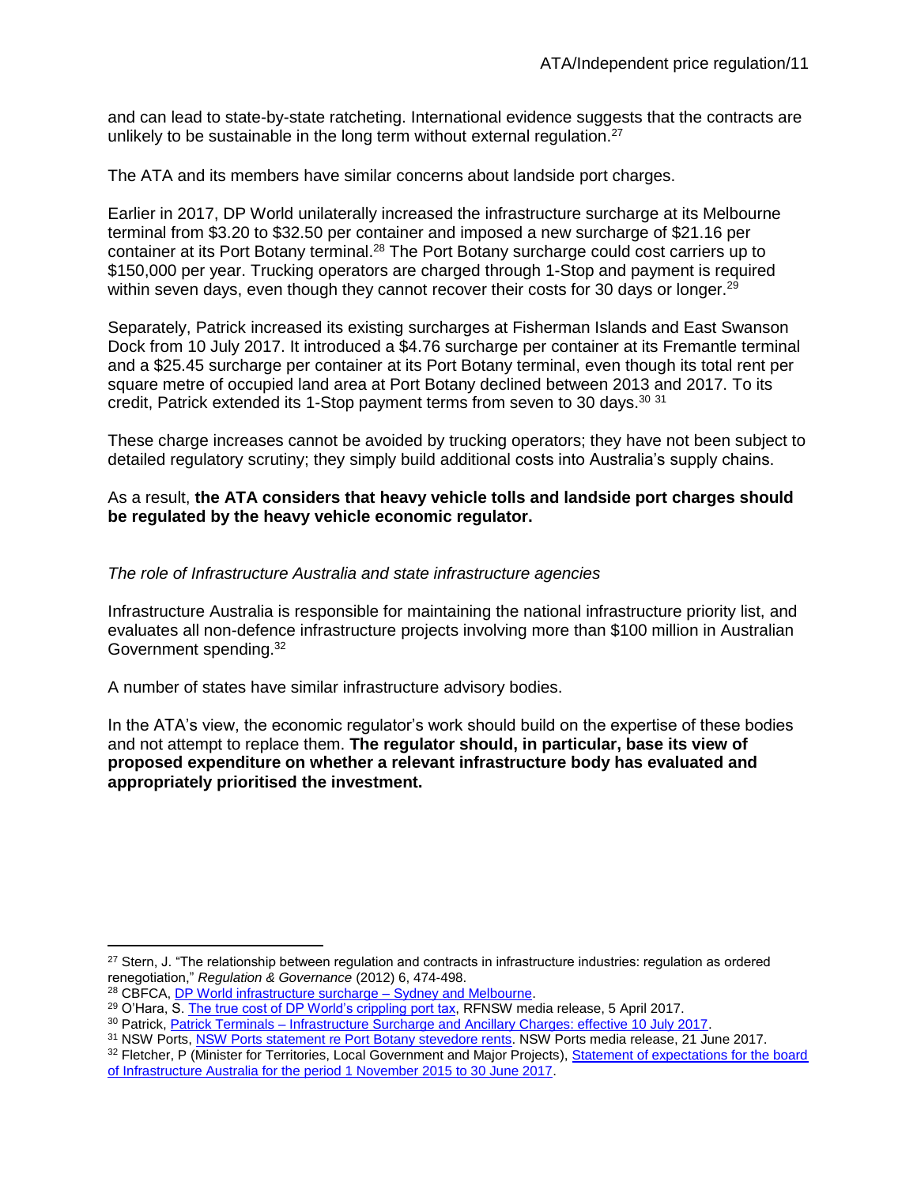and can lead to state-by-state ratcheting. International evidence suggests that the contracts are unlikely to be sustainable in the long term without external regulation.[27]

The ATA and its members have similar concerns about landside port charges.

Earlier in 2017, DP World unilaterally increased the infrastructure surcharge at its Melbourne terminal from $3.20 to $32.50 per container and imposed a new surcharge of $21.16 per container at its Port Botany terminal.[28] The Port Botany surcharge could cost carriers up to $150,000 per year. Trucking operators are charged through 1-Stop and payment is required within seven days, even though they cannot recover their costs for 30 days or longer.[29]

Separately, Patrick increased its existing surcharges at Fisherman Islands and East Swanson Dock from 10 July 2017. It introduced a $4.76 surcharge per container at its Fremantle terminal and a $25.45 surcharge per container at its Port Botany terminal, even though its total rent per square metre of occupied land area at Port Botany declined between 2013 and 2017. To its credit, Patrick extended its 1-Stop payment terms from seven to 30 days.[30] [31]

These charge increases cannot be avoided by trucking operators; they have not been subject to detailed regulatory scrutiny; they simply build additional costs into Australia's supply chains.

As a result, **the ATA considers that heavy vehicle tolls and landside port charges should be regulated by the heavy vehicle economic regulator.**

*The role of Infrastructure Australia and state infrastructure agencies*

Infrastructure Australia is responsible for maintaining the national infrastructure priority list, and evaluates all non-defence infrastructure projects involving more than $100 million in Australian Government spending.[32]

A number of states have similar infrastructure advisory bodies.

In the ATA's view, the economic regulator's work should build on the expertise of these bodies and not attempt to replace them. **The regulator should, in particular, base its view of proposed expenditure on whether a relevant infrastructure body has evaluated and appropriately prioritised the investment.**

---

[27] Stern, J. "The relationship between regulation and contracts in infrastructure industries: regulation as ordered renegotiation," *Regulation & Governance* (2012) 6, 474-498.

[28] CBFCA, DP World infrastructure surcharge – Sydney and Melbourne.

[29] O'Hara, S. The true cost of DP World's crippling port tax, RFNSW media release, 5 April 2017.

[30] Patrick, Patrick Terminals – Infrastructure Surcharge and Ancillary Charges: effective 10 July 2017.

[31] NSW Ports, NSW Ports statement re Port Botany stevedore rents. NSW Ports media release, 21 June 2017.

[32] Fletcher, P (Minister for Territories, Local Government and Major Projects), Statement of expectations for the board of Infrastructure Australia for the period 1 November 2015 to 30 June 2017.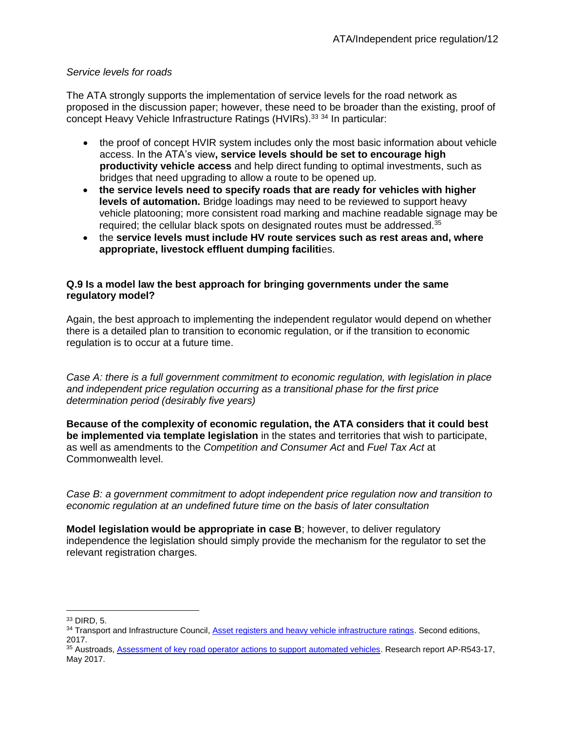*Service levels for roads*

The ATA strongly supports the implementation of service levels for the road network as proposed in the discussion paper; however, these need to be broader than the existing, proof of concept Heavy Vehicle Infrastructure Ratings (HVIRs).[33] [34] In particular:

- the proof of concept HVIR system includes only the most basic information about vehicle access. In the ATA's view**, service levels should be set to encourage high productivity vehicle access** and help direct funding to optimal investments, such as bridges that need upgrading to allow a route to be opened up.
- **the service levels need to specify roads that are ready for vehicles with higher levels of automation.** Bridge loadings may need to be reviewed to support heavy vehicle platooning; more consistent road marking and machine readable signage may be required; the cellular black spots on designated routes must be addressed.[35]
- the **service levels must include HV route services such as rest areas and, where appropriate, livestock effluent dumping faciliti**es.

**Q.9 Is a model law the best approach for bringing governments under the same regulatory model?**

Again, the best approach to implementing the independent regulator would depend on whether there is a detailed plan to transition to economic regulation, or if the transition to economic regulation is to occur at a future time.

*Case A: there is a full government commitment to economic regulation, with legislation in place and independent price regulation occurring as a transitional phase for the first price determination period (desirably five years)*

**Because of the complexity of economic regulation, the ATA considers that it could best be implemented via template legislation** in the states and territories that wish to participate, as well as amendments to the *Competition and Consumer Act* and *Fuel Tax Act* at Commonwealth level.

*Case B: a government commitment to adopt independent price regulation now and transition to economic regulation at an undefined future time on the basis of later consultation*

**Model legislation would be appropriate in case B**; however, to deliver regulatory independence the legislation should simply provide the mechanism for the regulator to set the relevant registration charges.

---

[33] DIRD, 5.

[34] Transport and Infrastructure Council, Asset registers and heavy vehicle infrastructure ratings. Second editions, 2017.

[35] Austroads, Assessment of key road operator actions to support automated vehicles. Research report AP-R543-17, May 2017.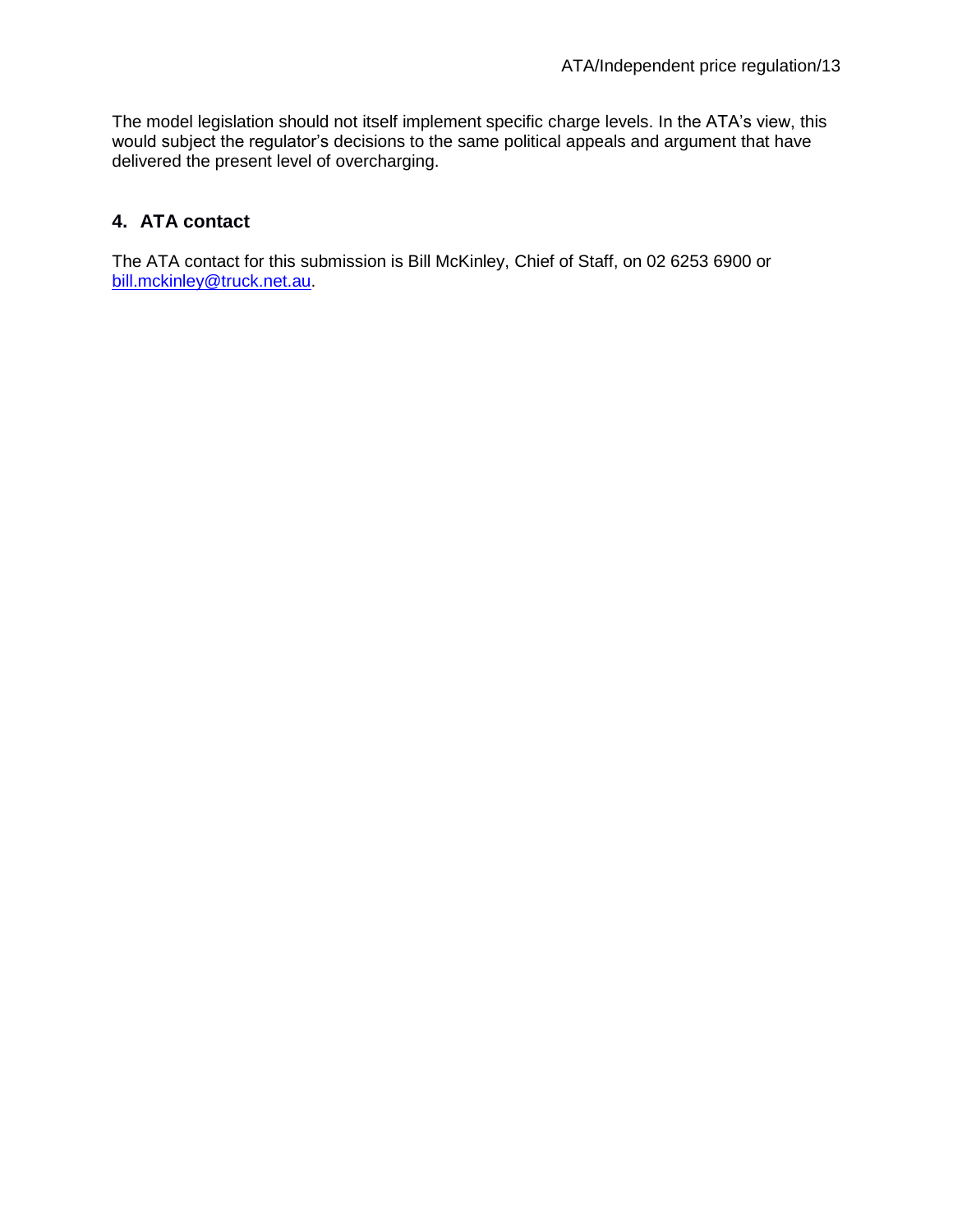The model legislation should not itself implement specific charge levels. In the ATA's view, this would subject the regulator's decisions to the same political appeals and argument that have delivered the present level of overcharging.

## 4. ATA contact

The ATA contact for this submission is Bill McKinley, Chief of Staff, on 02 6253 6900 or bill.mckinley@truck.net.au.